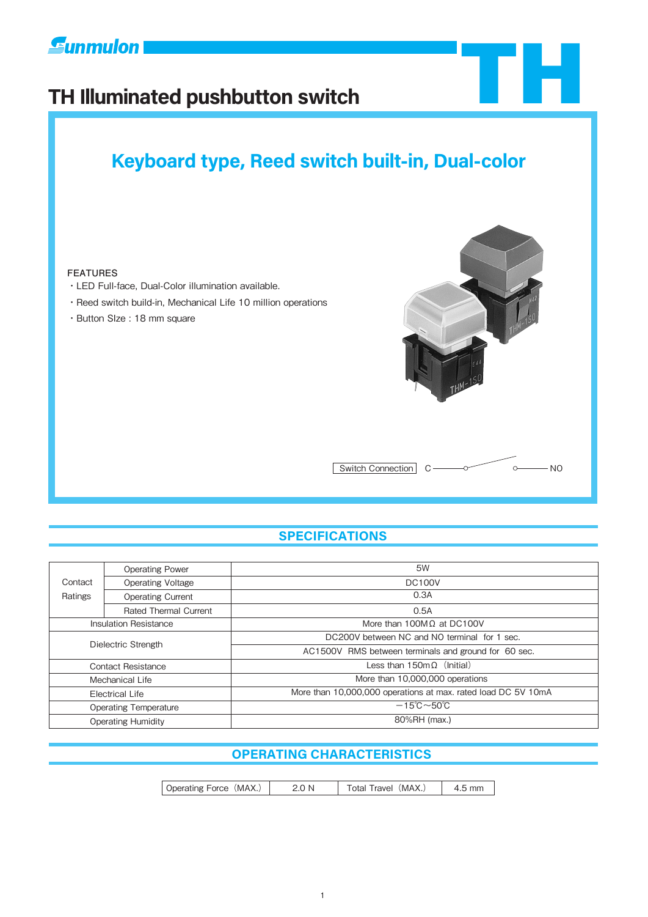# TH Illuminated pushbutton switch

## Keyboard type, Reed switch built-in, Dual-color

FEATURES

- ・LED Full-face, Dual-Color illumination available.
- ・Reed switch build-in, Mechanical Life 10 million operations
- ・Button SIze : 18 mm square

Switch Connection C —o  o— NO

## SPECIFICATIONS

| | | |
|---|---|---|
| Contact Ratings | Operating Power | 5W |
| | Operating Voltage | DC100V |
| | Operating Current | 0.3A |
| | Rated Thermal Current | 0.5A |
| Insulation Resistance | | More than 100MΩ at DC100V |
| Dielectric Strength | | DC200V between NC and NO terminal for 1 sec. |
| | | AC1500V RMS between terminals and ground for 60 sec. |
| Contact Resistance | | Less than 150mΩ (Initial) |
| Mechanical Life | | More than 10,000,000 operations |
| Electrical Life | | More than 10,000,000 operations at max. rated load DC 5V 10mA |
| Operating Temperature | | −15℃～50℃ |
| Operating Humidity | | 80%RH (max.) |

## OPERATING CHARACTERISTICS

| Operating Force (MAX.) | 2.0 N | Total Travel (MAX.) | 4.5 mm |
|---|---|---|---|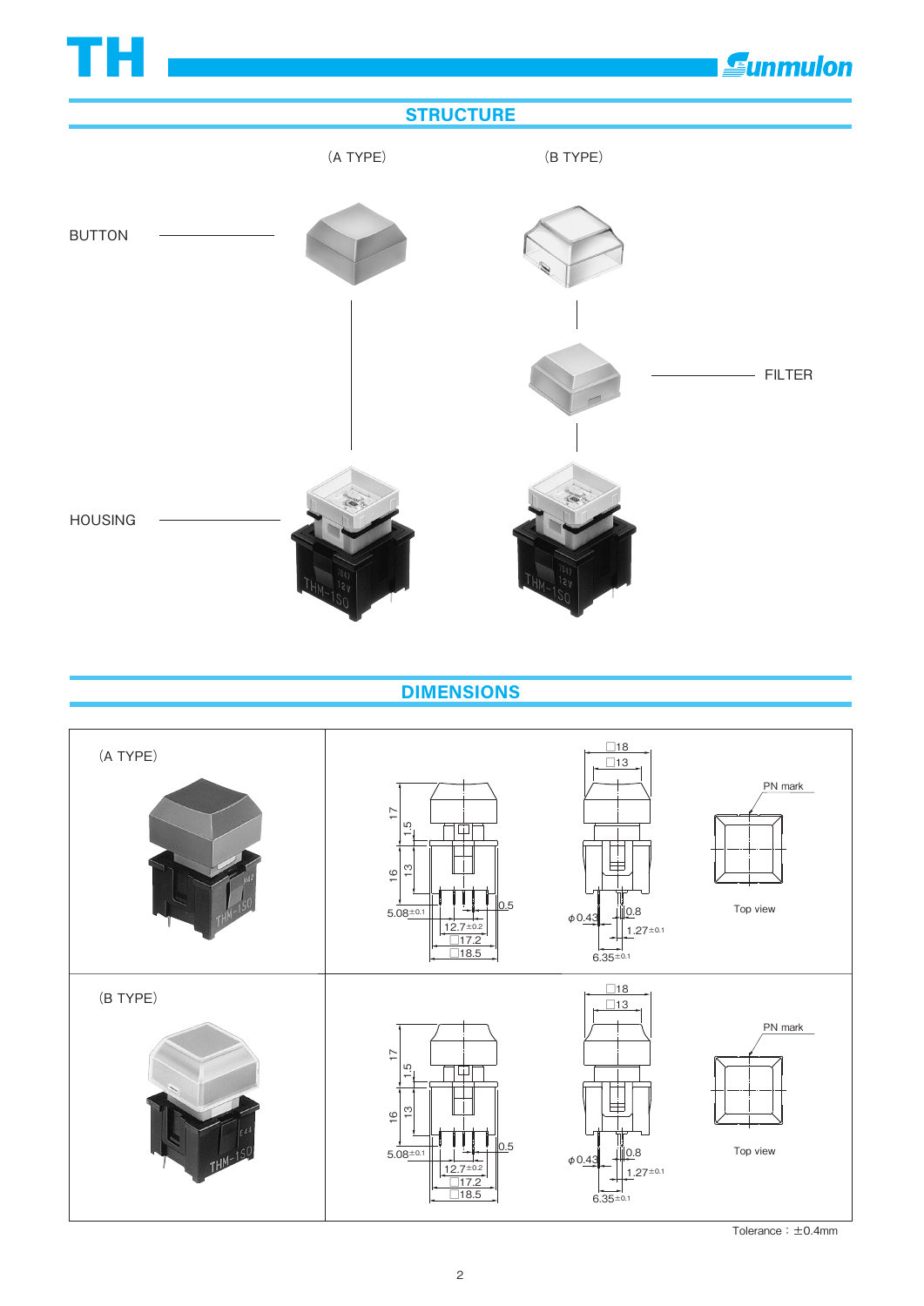## STRUCTURE

(A TYPE)　　(B TYPE)

BUTTON

FILTER

HOUSING

## DIMENSIONS

(A TYPE)

□18
□13
17
1.5
16
13
0.5
5.08±0.1
12.7±0.2
□17.2
□18.5
φ0.43
0.8
1.27±0.1
6.35±0.1
PN mark
Top view

(B TYPE)

□18
□13
17
1.5
16
13
0.5
5.08±0.1
12.7±0.2
□17.2
□18.5
φ0.43
0.8
1.27±0.1
6.35±0.1
PN mark
Top view

Tolerance：±0.4mm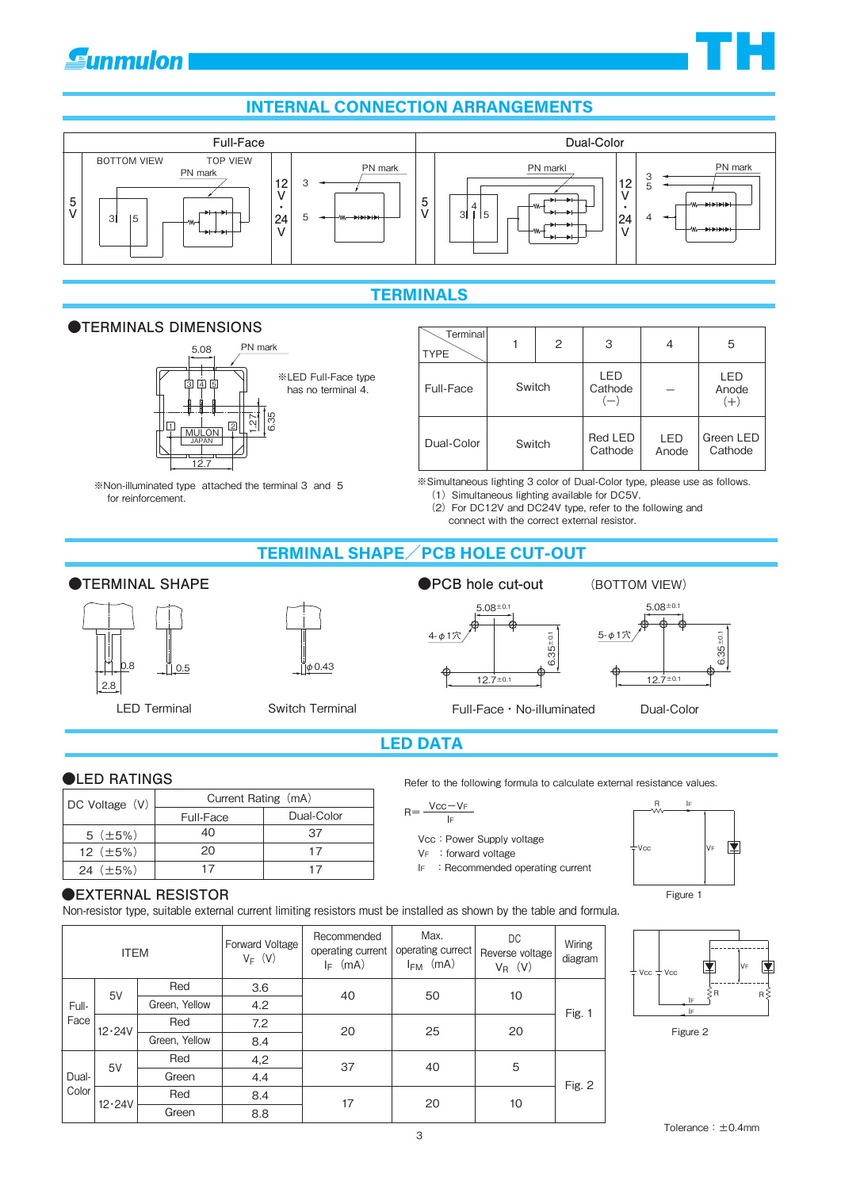## INTERNAL CONNECTION ARRANGEMENTS

| Full-Face | | | | Dual-Color | | | |
|---|---|---|---|---|---|---|---|
| 5V | BOTTOM VIEW / TOP VIEW / PN mark | 12V・24V | PN mark | 5V | PN markl | 12V・24V | PN mark |

## TERMINALS

### ●TERMINALS DIMENSIONS

※LED Full-Face type has no terminal 4.

※Non-illuminated type attached the terminal 3 and 5 for reinforcement.

| Terminal / TYPE | 1 | 2 | 3 | 4 | 5 |
|---|---|---|---|---|---|
| Full-Face | Switch | | LED Cathode (−) | — | LED Anode (+) |
| Dual-Color | Switch | | Red LED Cathode | LED Anode | Green LED Cathode |

※Simultaneous lighting 3 color of Dual-Color type, please use as follows.
(1) Simultaneous lighting available for DC5V.
(2) For DC12V and DC24V type, refer to the following and connect with the correct external resistor.

## TERMINAL SHAPE／PCB HOLE CUT-OUT

### ●TERMINAL SHAPE

LED Terminal

Switch Terminal

### ●PCB hole cut-out (BOTTOM VIEW)

Full-Face・No-illuminated

Dual-Color

## LED DATA

### ●LED RATINGS

| DC Voltage (V) | Current Rating (mA) | |
|---|---|---|
| | Full-Face | Dual-Color |
| 5 (±5%) | 40 | 37 |
| 12 (±5%) | 20 | 17 |
| 24 (±5%) | 17 | 17 |

Refer to the following formula to calculate external resistance values.

$$R=\frac{V_{CC}-V_F}{I_F}$$

Vcc : Power Supply voltage
$V_F$ : forward voltage
$I_F$ : Recommended operating current

Figure 1

### ●EXTERNAL RESISTOR

Non-resistor type, suitable external current limiting resistors must be installed as shown by the table and formula.

| ITEM | | | Forward Voltage $V_F$ (V) | Recommended operating current $I_F$ (mA) | Max. operating currect $I_{FM}$ (mA) | DC Reverse voltage $V_R$ (V) | Wiring diagram |
|---|---|---|---|---|---|---|---|
| Full-Face | 5V | Red | 3.6 | 40 | 50 | 10 | Fig. 1 |
| | | Green, Yellow | 4.2 | | | | |
| | 12・24V | Red | 7.2 | 20 | 25 | 20 | |
| | | Green, Yellow | 8.4 | | | | |
| Dual-Color | 5V | Red | 4,2 | 37 | 40 | 5 | Fig. 2 |
| | | Green | 4.4 | | | | |
| | 12・24V | Red | 8.4 | 17 | 20 | 10 | |
| | | Green | 8.8 | | | | |

Figure 2

Tolerance：±0.4mm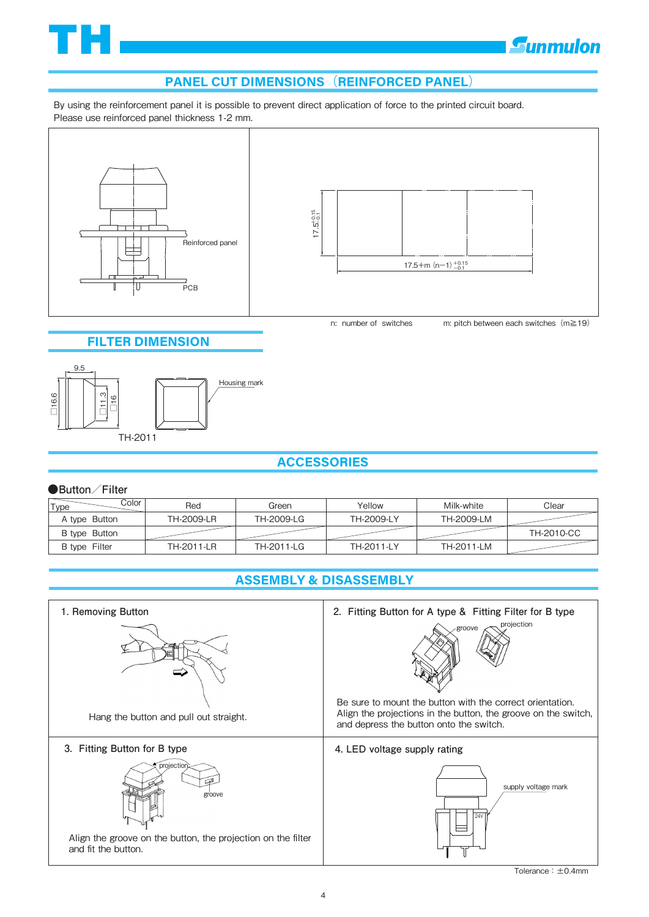## PANEL CUT DIMENSIONS (REINFORCED PANEL)

By using the reinforcement panel it is possible to prevent direct application of force to the printed circuit board.
Please use reinforced panel thickness 1-2 mm.

Reinforced panel

PCB

$17.5^{+0.15}_{-0.1}$

$17.5+m\ (n-1)\ ^{+0.15}_{-0.1}$

n: number of switches m: pitch between each switches (m≧19)

## FILTER DIMENSION

9.5

□16.6 □11.3 □16

Housing mark

TH-2011

## ACCESSORIES

●Button／Filter

| Type \ Color | Red | Green | Yellow | Milk-white | Clear |
|---|---|---|---|---|---|
| A type Button | TH-2009-LR | TH-2009-LG | TH-2009-LY | TH-2009-LM | |
| B type Button | | | | | TH-2010-CC |
| B type Filter | TH-2011-LR | TH-2011-LG | TH-2011-LY | TH-2011-LM | |

## ASSEMBLY & DISASSEMBLY

**1. Removing Button**

Hang the button and pull out straight.

**2. Fitting Button for A type & Fitting Filter for B type**

groove projection

Be sure to mount the button with the correct orientation.
Align the projections in the button, the groove on the switch, and depress the button onto the switch.

**3. Fitting Button for B type**

projection groove

Align the groove on the button, the projection on the filter and fit the button.

**4. LED voltage supply rating**

supply voltage mark

24V

Tolerance：±0.4mm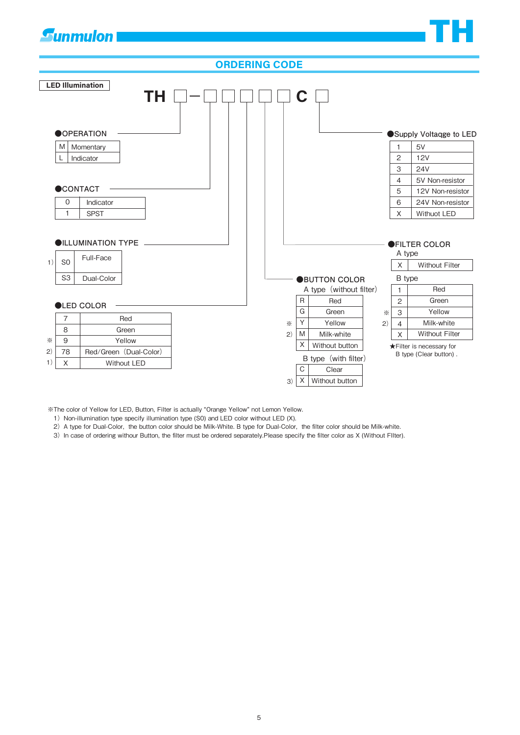## ORDERING CODE

**LED Illumination**

**TH □ – □ □ □ □ C □**

●OPERATION

| | |
|---|---|
| M | Momentary |
| L | Indicator |

●CONTACT

| | |
|---|---|
| 0 | Indicator |
| 1 | SPST |

●ILLUMINATION TYPE

| | | |
|---|---|---|
| 1) | S0 | Full-Face |
| | S3 | Dual-Color |

●LED COLOR

| | | |
|---|---|---|
| | 7 | Red |
| | 8 | Green |
| ※ | 9 | Yellow |
| 2) | 78 | Red/Green（Dual-Color） |
| 1) | X | Without LED |

●BUTTON COLOR

A type（without filter）

| | | |
|---|---|---|
| | R | Red |
| | G | Green |
| ※ | Y | Yellow |
| 2) | M | Milk-white |
| | X | Without button |

B type（with filter）

| | | |
|---|---|---|
| | C | Clear |
| 3) | X | Without button |

●FILTER COLOR

A type

| | |
|---|---|
| X | Without Filter |

B type

| | | |
|---|---|---|
| | 1 | Red |
| | 2 | Green |
| ※ | 3 | Yellow |
| 2) | 4 | Milk-white |
| | X | Without Filter |

★Filter is necessary for B type (Clear button) .

●Supply Voltaqge to LED

| | |
|---|---|
| 1 | 5V |
| 2 | 12V |
| 3 | 24V |
| 4 | 5V Non-resistor |
| 5 | 12V Non-resistor |
| 6 | 24V Non-resistor |
| X | Withuot LED |

※The color of Yellow for LED, Button, Filter is actually "Orange Yellow" not Lemon Yellow.

1）Non-illumination type specify illumination type (S0) and LED color without LED (X).

2）A type for Dual-Color, the button color should be Milk-White. B type for Dual-Color, the filter color should be Milk-white.

3）In case of ordering withour Button, the filter must be ordered separately.Please specify the filter color as X (Without FIlter).